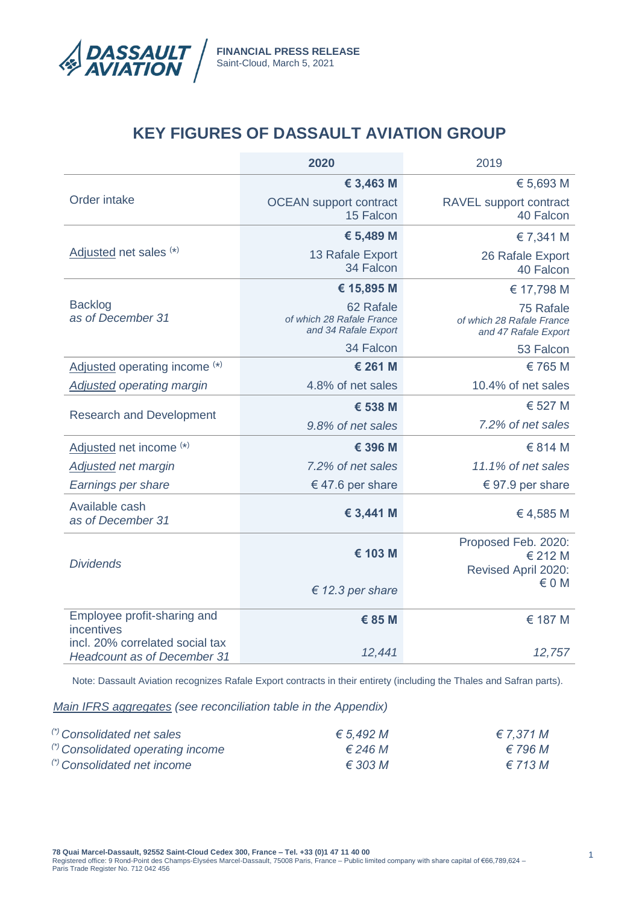**FINANCIAL PRESS RELEASE**
Saint-Cloud, March 5, 2021

# KEY FIGURES OF DASSAULT AVIATION GROUP

| | **2020** | 2019 |
|---|---|---|
| Order intake | **€ 3,463 M**<br>OCEAN support contract<br>15 Falcon | € 5,693 M<br>RAVEL support contract<br>40 Falcon |
| <u>Adjusted</u> net sales (*) | **€ 5,489 M**<br>13 Rafale Export<br>34 Falcon | € 7,341 M<br>26 Rafale Export<br>40 Falcon |
| Backlog<br>*as of December 31* | **€ 15,895 M**<br>62 Rafale<br>*of which 28 Rafale France and 34 Rafale Export*<br>34 Falcon | € 17,798 M<br>75 Rafale<br>*of which 28 Rafale France and 47 Rafale Export*<br>53 Falcon |
| <u>Adjusted</u> operating income (*) | **€ 261 M** | € 765 M |
| *<u>Adjusted</u> operating margin* | 4.8% of net sales | 10.4% of net sales |
| Research and Development | **€ 538 M**<br>*9.8% of net sales* | € 527 M<br>*7.2% of net sales* |
| <u>Adjusted</u> net income (*) | **€ 396 M** | € 814 M |
| *<u>Adjusted</u> net margin* | *7.2% of net sales* | *11.1% of net sales* |
| *Earnings per share* | € 47.6 per share | € 97.9 per share |
| Available cash<br>*as of December 31* | **€ 3,441 M** | € 4,585 M |
| *Dividends* | **€ 103 M**<br>*€ 12.3 per share* | Proposed Feb. 2020: € 212 M<br>Revised April 2020: € 0 M |
| Employee profit-sharing and incentives<br>incl. 20% correlated social tax | **€ 85 M** | € 187 M |
| *Headcount as of December 31* | *12,441* | *12,757* |

Note: Dassault Aviation recognizes Rafale Export contracts in their entirety (including the Thales and Safran parts).

*<u>Main IFRS aggregates</u> (see reconciliation table in the Appendix)*

| | | |
|---|---|---|
| *(\*) Consolidated net sales* | *€ 5,492 M* | *€ 7,371 M* |
| *(\*) Consolidated operating income* | *€ 246 M* | *€ 796 M* |
| *(\*) Consolidated net income* | *€ 303 M* | *€ 713 M* |

**78 Quai Marcel-Dassault, 92552 Saint-Cloud Cedex 300, France – Tel. +33 (0)1 47 11 40 00**
Registered office: 9 Rond-Point des Champs-Élysées Marcel-Dassault, 75008 Paris, France – Public limited company with share capital of €66,789,624 – Paris Trade Register No. 712 042 456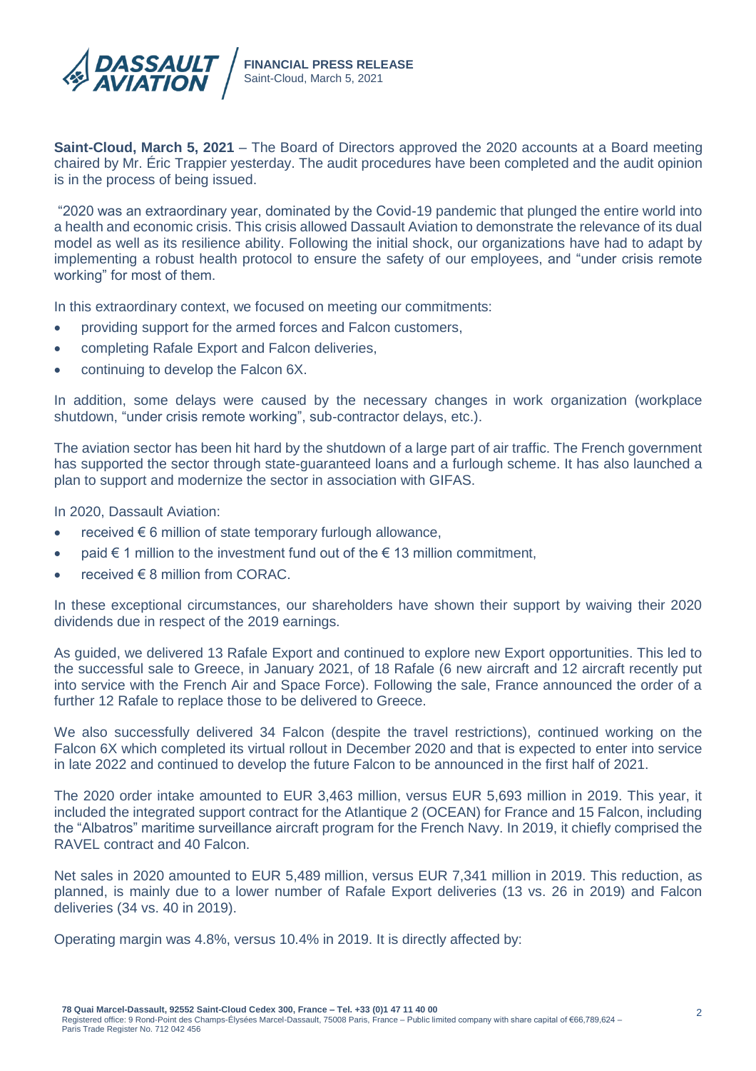**Saint-Cloud, March 5, 2021** – The Board of Directors approved the 2020 accounts at a Board meeting chaired by Mr. Éric Trappier yesterday. The audit procedures have been completed and the audit opinion is in the process of being issued.

"2020 was an extraordinary year, dominated by the Covid-19 pandemic that plunged the entire world into a health and economic crisis. This crisis allowed Dassault Aviation to demonstrate the relevance of its dual model as well as its resilience ability. Following the initial shock, our organizations have had to adapt by implementing a robust health protocol to ensure the safety of our employees, and "under crisis remote working" for most of them.

In this extraordinary context, we focused on meeting our commitments:

- providing support for the armed forces and Falcon customers,
- completing Rafale Export and Falcon deliveries,
- continuing to develop the Falcon 6X.

In addition, some delays were caused by the necessary changes in work organization (workplace shutdown, "under crisis remote working", sub-contractor delays, etc.).

The aviation sector has been hit hard by the shutdown of a large part of air traffic. The French government has supported the sector through state-guaranteed loans and a furlough scheme. It has also launched a plan to support and modernize the sector in association with GIFAS.

In 2020, Dassault Aviation:

- received € 6 million of state temporary furlough allowance,
- paid € 1 million to the investment fund out of the € 13 million commitment,
- received € 8 million from CORAC.

In these exceptional circumstances, our shareholders have shown their support by waiving their 2020 dividends due in respect of the 2019 earnings.

As guided, we delivered 13 Rafale Export and continued to explore new Export opportunities. This led to the successful sale to Greece, in January 2021, of 18 Rafale (6 new aircraft and 12 aircraft recently put into service with the French Air and Space Force). Following the sale, France announced the order of a further 12 Rafale to replace those to be delivered to Greece.

We also successfully delivered 34 Falcon (despite the travel restrictions), continued working on the Falcon 6X which completed its virtual rollout in December 2020 and that is expected to enter into service in late 2022 and continued to develop the future Falcon to be announced in the first half of 2021.

The 2020 order intake amounted to EUR 3,463 million, versus EUR 5,693 million in 2019. This year, it included the integrated support contract for the Atlantique 2 (OCEAN) for France and 15 Falcon, including the "Albatros" maritime surveillance aircraft program for the French Navy. In 2019, it chiefly comprised the RAVEL contract and 40 Falcon.

Net sales in 2020 amounted to EUR 5,489 million, versus EUR 7,341 million in 2019. This reduction, as planned, is mainly due to a lower number of Rafale Export deliveries (13 vs. 26 in 2019) and Falcon deliveries (34 vs. 40 in 2019).

Operating margin was 4.8%, versus 10.4% in 2019. It is directly affected by:

78 Quai Marcel-Dassault, 92552 Saint-Cloud Cedex 300, France – Tel. +33 (0)1 47 11 40 00
Registered office: 9 Rond-Point des Champs-Élysées Marcel-Dassault, 75008 Paris, France – Public limited company with share capital of €66,789,624 – Paris Trade Register No. 712 042 456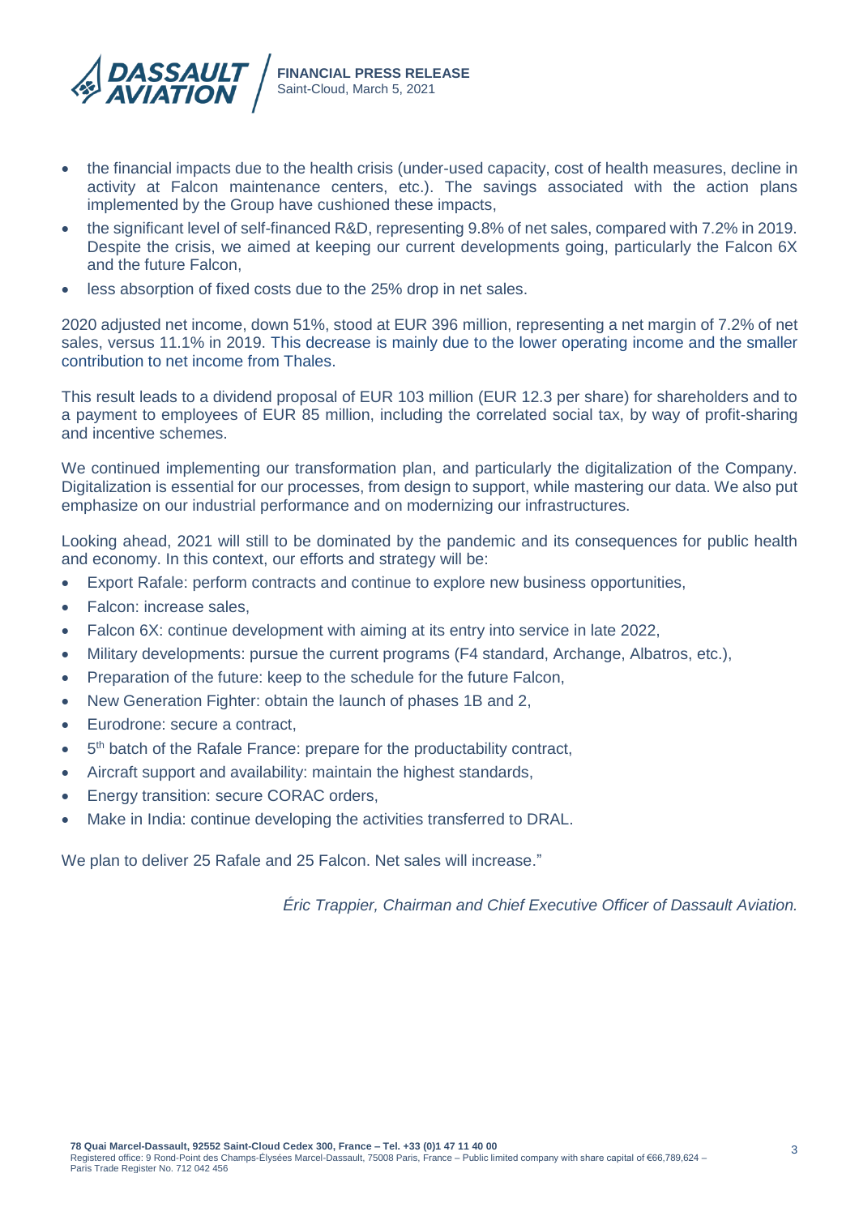- the financial impacts due to the health crisis (under-used capacity, cost of health measures, decline in activity at Falcon maintenance centers, etc.). The savings associated with the action plans implemented by the Group have cushioned these impacts,
- the significant level of self-financed R&D, representing 9.8% of net sales, compared with 7.2% in 2019. Despite the crisis, we aimed at keeping our current developments going, particularly the Falcon 6X and the future Falcon,
- less absorption of fixed costs due to the 25% drop in net sales.

2020 adjusted net income, down 51%, stood at EUR 396 million, representing a net margin of 7.2% of net sales, versus 11.1% in 2019. This decrease is mainly due to the lower operating income and the smaller contribution to net income from Thales.

This result leads to a dividend proposal of EUR 103 million (EUR 12.3 per share) for shareholders and to a payment to employees of EUR 85 million, including the correlated social tax, by way of profit-sharing and incentive schemes.

We continued implementing our transformation plan, and particularly the digitalization of the Company. Digitalization is essential for our processes, from design to support, while mastering our data. We also put emphasize on our industrial performance and on modernizing our infrastructures.

Looking ahead, 2021 will still to be dominated by the pandemic and its consequences for public health and economy. In this context, our efforts and strategy will be:

- Export Rafale: perform contracts and continue to explore new business opportunities,
- Falcon: increase sales,
- Falcon 6X: continue development with aiming at its entry into service in late 2022,
- Military developments: pursue the current programs (F4 standard, Archange, Albatros, etc.),
- Preparation of the future: keep to the schedule for the future Falcon,
- New Generation Fighter: obtain the launch of phases 1B and 2,
- Eurodrone: secure a contract,
- 5th batch of the Rafale France: prepare for the productability contract,
- Aircraft support and availability: maintain the highest standards,
- Energy transition: secure CORAC orders,
- Make in India: continue developing the activities transferred to DRAL.

We plan to deliver 25 Rafale and 25 Falcon. Net sales will increase."

*Éric Trappier, Chairman and Chief Executive Officer of Dassault Aviation.*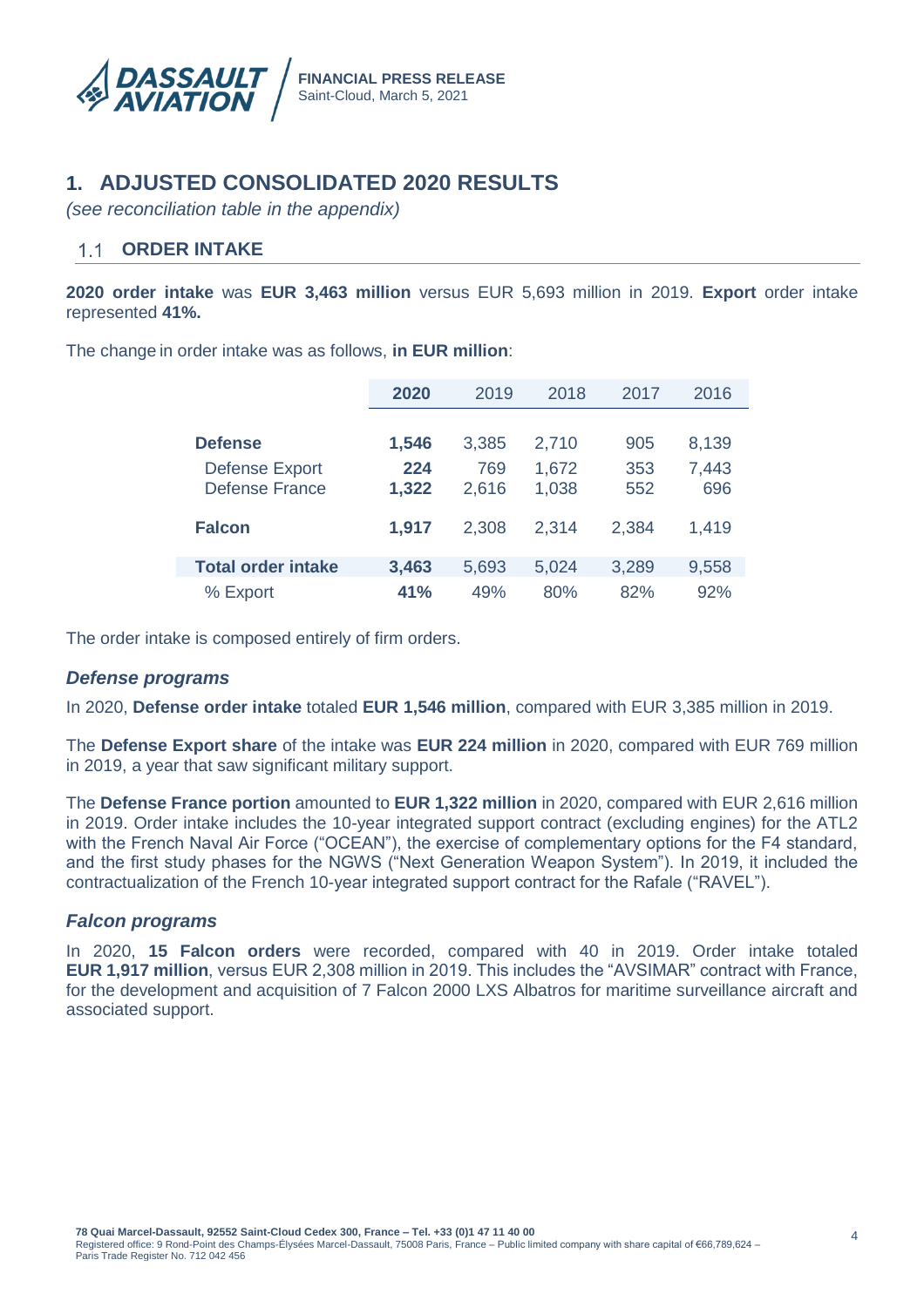## 1. ADJUSTED CONSOLIDATED 2020 RESULTS

*(see reconciliation table in the appendix)*

### 1.1 ORDER INTAKE

**2020 order intake** was **EUR 3,463 million** versus EUR 5,693 million in 2019. **Export** order intake represented **41%.**

The change in order intake was as follows, **in EUR million**:

| | 2020 | 2019 | 2018 | 2017 | 2016 |
|---|---|---|---|---|---|
| **Defense** | **1,546** | 3,385 | 2,710 | 905 | 8,139 |
| Defense Export | **224** | 769 | 1,672 | 353 | 7,443 |
| Defense France | **1,322** | 2,616 | 1,038 | 552 | 696 |
| **Falcon** | **1,917** | 2,308 | 2,314 | 2,384 | 1,419 |
| **Total order intake** | **3,463** | 5,693 | 5,024 | 3,289 | 9,558 |
| % Export | **41%** | 49% | 80% | 82% | 92% |

The order intake is composed entirely of firm orders.

#### *Defense programs*

In 2020, **Defense order intake** totaled **EUR 1,546 million**, compared with EUR 3,385 million in 2019.

The **Defense Export share** of the intake was **EUR 224 million** in 2020, compared with EUR 769 million in 2019, a year that saw significant military support.

The **Defense France portion** amounted to **EUR 1,322 million** in 2020, compared with EUR 2,616 million in 2019. Order intake includes the 10-year integrated support contract (excluding engines) for the ATL2 with the French Naval Air Force ("OCEAN"), the exercise of complementary options for the F4 standard, and the first study phases for the NGWS ("Next Generation Weapon System"). In 2019, it included the contractualization of the French 10-year integrated support contract for the Rafale ("RAVEL").

#### *Falcon programs*

In 2020, **15 Falcon orders** were recorded, compared with 40 in 2019. Order intake totaled **EUR 1,917 million**, versus EUR 2,308 million in 2019. This includes the "AVSIMAR" contract with France, for the development and acquisition of 7 Falcon 2000 LXS Albatros for maritime surveillance aircraft and associated support.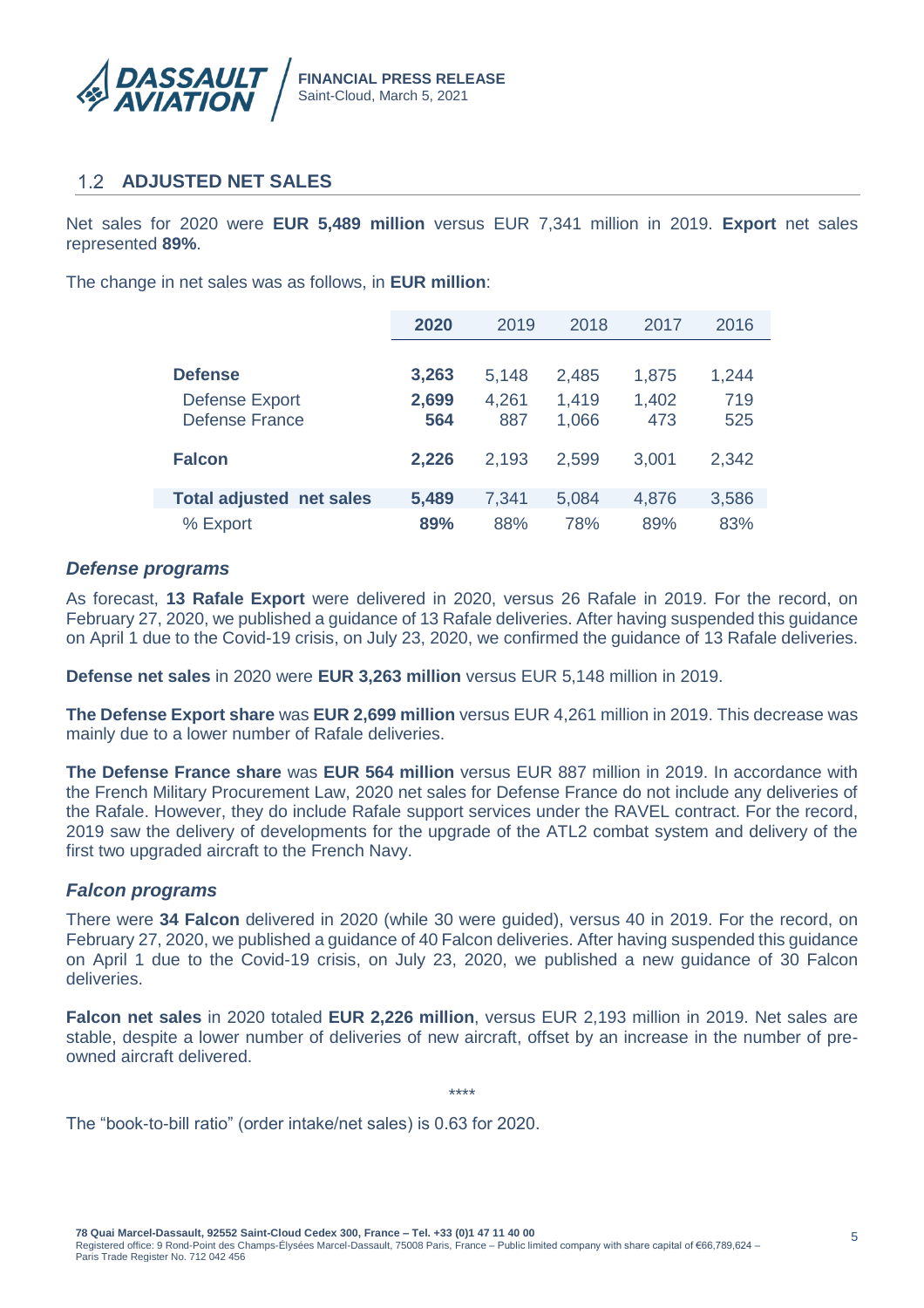## 1.2 ADJUSTED NET SALES

Net sales for 2020 were **EUR 5,489 million** versus EUR 7,341 million in 2019. **Export** net sales represented **89%**.

The change in net sales was as follows, in **EUR million**:

| | **2020** | 2019 | 2018 | 2017 | 2016 |
|---|---|---|---|---|---|
| **Defense** | **3,263** | 5,148 | 2,485 | 1,875 | 1,244 |
| Defense Export | **2,699** | 4,261 | 1,419 | 1,402 | 719 |
| Defense France | **564** | 887 | 1,066 | 473 | 525 |
| **Falcon** | **2,226** | 2,193 | 2,599 | 3,001 | 2,342 |
| **Total adjusted net sales** | **5,489** | 7,341 | 5,084 | 4,876 | 3,586 |
| % Export | **89%** | 88% | 78% | 89% | 83% |

### *Defense programs*

As forecast, **13 Rafale Export** were delivered in 2020, versus 26 Rafale in 2019. For the record, on February 27, 2020, we published a guidance of 13 Rafale deliveries. After having suspended this guidance on April 1 due to the Covid-19 crisis, on July 23, 2020, we confirmed the guidance of 13 Rafale deliveries.

**Defense net sales** in 2020 were **EUR 3,263 million** versus EUR 5,148 million in 2019.

**The Defense Export share** was **EUR 2,699 million** versus EUR 4,261 million in 2019. This decrease was mainly due to a lower number of Rafale deliveries.

**The Defense France share** was **EUR 564 million** versus EUR 887 million in 2019. In accordance with the French Military Procurement Law, 2020 net sales for Defense France do not include any deliveries of the Rafale. However, they do include Rafale support services under the RAVEL contract. For the record, 2019 saw the delivery of developments for the upgrade of the ATL2 combat system and delivery of the first two upgraded aircraft to the French Navy.

### *Falcon programs*

There were **34 Falcon** delivered in 2020 (while 30 were guided), versus 40 in 2019. For the record, on February 27, 2020, we published a guidance of 40 Falcon deliveries. After having suspended this guidance on April 1 due to the Covid-19 crisis, on July 23, 2020, we published a new guidance of 30 Falcon deliveries.

**Falcon net sales** in 2020 totaled **EUR 2,226 million**, versus EUR 2,193 million in 2019. Net sales are stable, despite a lower number of deliveries of new aircraft, offset by an increase in the number of pre-owned aircraft delivered.

****

The "book-to-bill ratio" (order intake/net sales) is 0.63 for 2020.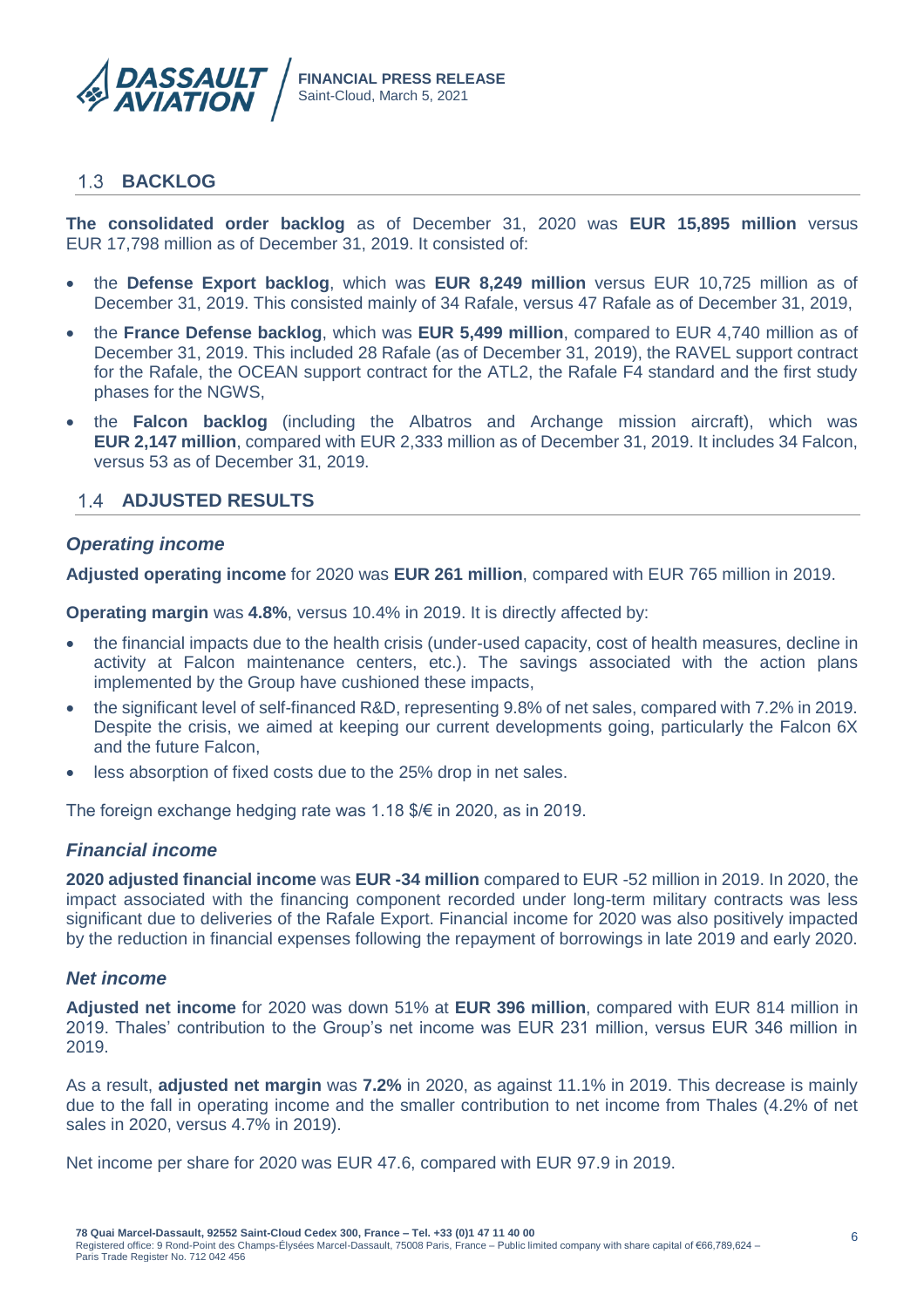## 1.3 BACKLOG

**The consolidated order backlog** as of December 31, 2020 was **EUR 15,895 million** versus EUR 17,798 million as of December 31, 2019. It consisted of:

- the **Defense Export backlog**, which was **EUR 8,249 million** versus EUR 10,725 million as of December 31, 2019. This consisted mainly of 34 Rafale, versus 47 Rafale as of December 31, 2019,
- the **France Defense backlog**, which was **EUR 5,499 million**, compared to EUR 4,740 million as of December 31, 2019. This included 28 Rafale (as of December 31, 2019), the RAVEL support contract for the Rafale, the OCEAN support contract for the ATL2, the Rafale F4 standard and the first study phases for the NGWS,
- the **Falcon backlog** (including the Albatros and Archange mission aircraft), which was **EUR 2,147 million**, compared with EUR 2,333 million as of December 31, 2019. It includes 34 Falcon, versus 53 as of December 31, 2019.

## 1.4 ADJUSTED RESULTS

### *Operating income*

**Adjusted operating income** for 2020 was **EUR 261 million**, compared with EUR 765 million in 2019.

**Operating margin** was **4.8%**, versus 10.4% in 2019. It is directly affected by:

- the financial impacts due to the health crisis (under-used capacity, cost of health measures, decline in activity at Falcon maintenance centers, etc.). The savings associated with the action plans implemented by the Group have cushioned these impacts,
- the significant level of self-financed R&D, representing 9.8% of net sales, compared with 7.2% in 2019. Despite the crisis, we aimed at keeping our current developments going, particularly the Falcon 6X and the future Falcon,
- less absorption of fixed costs due to the 25% drop in net sales.

The foreign exchange hedging rate was 1.18 $/€ in 2020, as in 2019.

### *Financial income*

**2020 adjusted financial income** was **EUR -34 million** compared to EUR -52 million in 2019. In 2020, the impact associated with the financing component recorded under long-term military contracts was less significant due to deliveries of the Rafale Export. Financial income for 2020 was also positively impacted by the reduction in financial expenses following the repayment of borrowings in late 2019 and early 2020.

### *Net income*

**Adjusted net income** for 2020 was down 51% at **EUR 396 million**, compared with EUR 814 million in 2019. Thales' contribution to the Group's net income was EUR 231 million, versus EUR 346 million in 2019.

As a result, **adjusted net margin** was **7.2%** in 2020, as against 11.1% in 2019. This decrease is mainly due to the fall in operating income and the smaller contribution to net income from Thales (4.2% of net sales in 2020, versus 4.7% in 2019).

Net income per share for 2020 was EUR 47.6, compared with EUR 97.9 in 2019.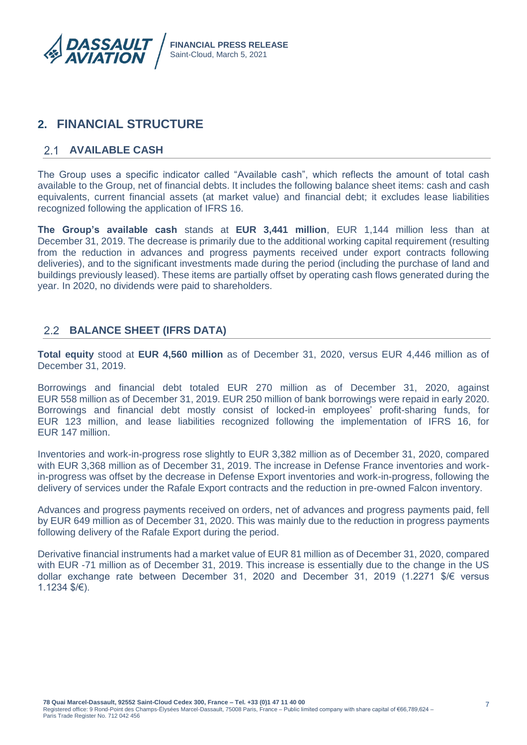## 2. FINANCIAL STRUCTURE

### 2.1 AVAILABLE CASH

The Group uses a specific indicator called "Available cash", which reflects the amount of total cash available to the Group, net of financial debts. It includes the following balance sheet items: cash and cash equivalents, current financial assets (at market value) and financial debt; it excludes lease liabilities recognized following the application of IFRS 16.

**The Group's available cash** stands at **EUR 3,441 million**, EUR 1,144 million less than at December 31, 2019. The decrease is primarily due to the additional working capital requirement (resulting from the reduction in advances and progress payments received under export contracts following deliveries), and to the significant investments made during the period (including the purchase of land and buildings previously leased). These items are partially offset by operating cash flows generated during the year. In 2020, no dividends were paid to shareholders.

### 2.2 BALANCE SHEET (IFRS DATA)

**Total equity** stood at **EUR 4,560 million** as of December 31, 2020, versus EUR 4,446 million as of December 31, 2019.

Borrowings and financial debt totaled EUR 270 million as of December 31, 2020, against EUR 558 million as of December 31, 2019. EUR 250 million of bank borrowings were repaid in early 2020. Borrowings and financial debt mostly consist of locked-in employees' profit-sharing funds, for EUR 123 million, and lease liabilities recognized following the implementation of IFRS 16, for EUR 147 million.

Inventories and work-in-progress rose slightly to EUR 3,382 million as of December 31, 2020, compared with EUR 3,368 million as of December 31, 2019. The increase in Defense France inventories and work-in-progress was offset by the decrease in Defense Export inventories and work-in-progress, following the delivery of services under the Rafale Export contracts and the reduction in pre-owned Falcon inventory.

Advances and progress payments received on orders, net of advances and progress payments paid, fell by EUR 649 million as of December 31, 2020. This was mainly due to the reduction in progress payments following delivery of the Rafale Export during the period.

Derivative financial instruments had a market value of EUR 81 million as of December 31, 2020, compared with EUR -71 million as of December 31, 2019. This increase is essentially due to the change in the US dollar exchange rate between December 31, 2020 and December 31, 2019 (1.2271 $/€ versus 1.1234 $/€).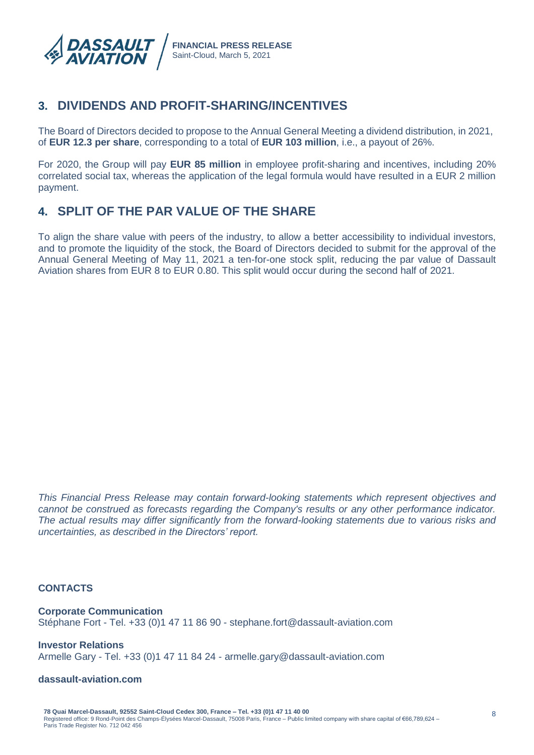## 3. DIVIDENDS AND PROFIT-SHARING/INCENTIVES

The Board of Directors decided to propose to the Annual General Meeting a dividend distribution, in 2021, of **EUR 12.3 per share**, corresponding to a total of **EUR 103 million**, i.e., a payout of 26%.

For 2020, the Group will pay **EUR 85 million** in employee profit-sharing and incentives, including 20% correlated social tax, whereas the application of the legal formula would have resulted in a EUR 2 million payment.

## 4. SPLIT OF THE PAR VALUE OF THE SHARE

To align the share value with peers of the industry, to allow a better accessibility to individual investors, and to promote the liquidity of the stock, the Board of Directors decided to submit for the approval of the Annual General Meeting of May 11, 2021 a ten-for-one stock split, reducing the par value of Dassault Aviation shares from EUR 8 to EUR 0.80. This split would occur during the second half of 2021.

*This Financial Press Release may contain forward-looking statements which represent objectives and cannot be construed as forecasts regarding the Company's results or any other performance indicator. The actual results may differ significantly from the forward-looking statements due to various risks and uncertainties, as described in the Directors' report.*

**CONTACTS**

**Corporate Communication**
Stéphane Fort - Tel. +33 (0)1 47 11 86 90 - stephane.fort@dassault-aviation.com

**Investor Relations**
Armelle Gary - Tel. +33 (0)1 47 11 84 24 - armelle.gary@dassault-aviation.com

**dassault-aviation.com**

**78 Quai Marcel-Dassault, 92552 Saint-Cloud Cedex 300, France – Tel. +33 (0)1 47 11 40 00**
Registered office: 9 Rond-Point des Champs-Élysées Marcel-Dassault, 75008 Paris, France – Public limited company with share capital of €66,789,624 – Paris Trade Register No. 712 042 456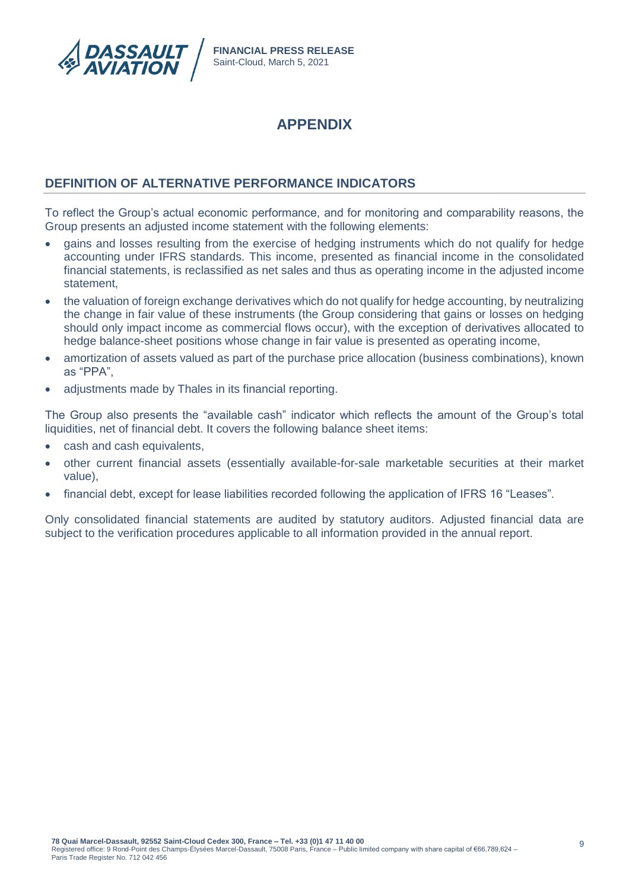# APPENDIX

## DEFINITION OF ALTERNATIVE PERFORMANCE INDICATORS

To reflect the Group's actual economic performance, and for monitoring and comparability reasons, the Group presents an adjusted income statement with the following elements:

- gains and losses resulting from the exercise of hedging instruments which do not qualify for hedge accounting under IFRS standards. This income, presented as financial income in the consolidated financial statements, is reclassified as net sales and thus as operating income in the adjusted income statement,
- the valuation of foreign exchange derivatives which do not qualify for hedge accounting, by neutralizing the change in fair value of these instruments (the Group considering that gains or losses on hedging should only impact income as commercial flows occur), with the exception of derivatives allocated to hedge balance-sheet positions whose change in fair value is presented as operating income,
- amortization of assets valued as part of the purchase price allocation (business combinations), known as "PPA",
- adjustments made by Thales in its financial reporting.

The Group also presents the "available cash" indicator which reflects the amount of the Group's total liquidities, net of financial debt. It covers the following balance sheet items:

- cash and cash equivalents,
- other current financial assets (essentially available-for-sale marketable securities at their market value),
- financial debt, except for lease liabilities recorded following the application of IFRS 16 "Leases".

Only consolidated financial statements are audited by statutory auditors. Adjusted financial data are subject to the verification procedures applicable to all information provided in the annual report.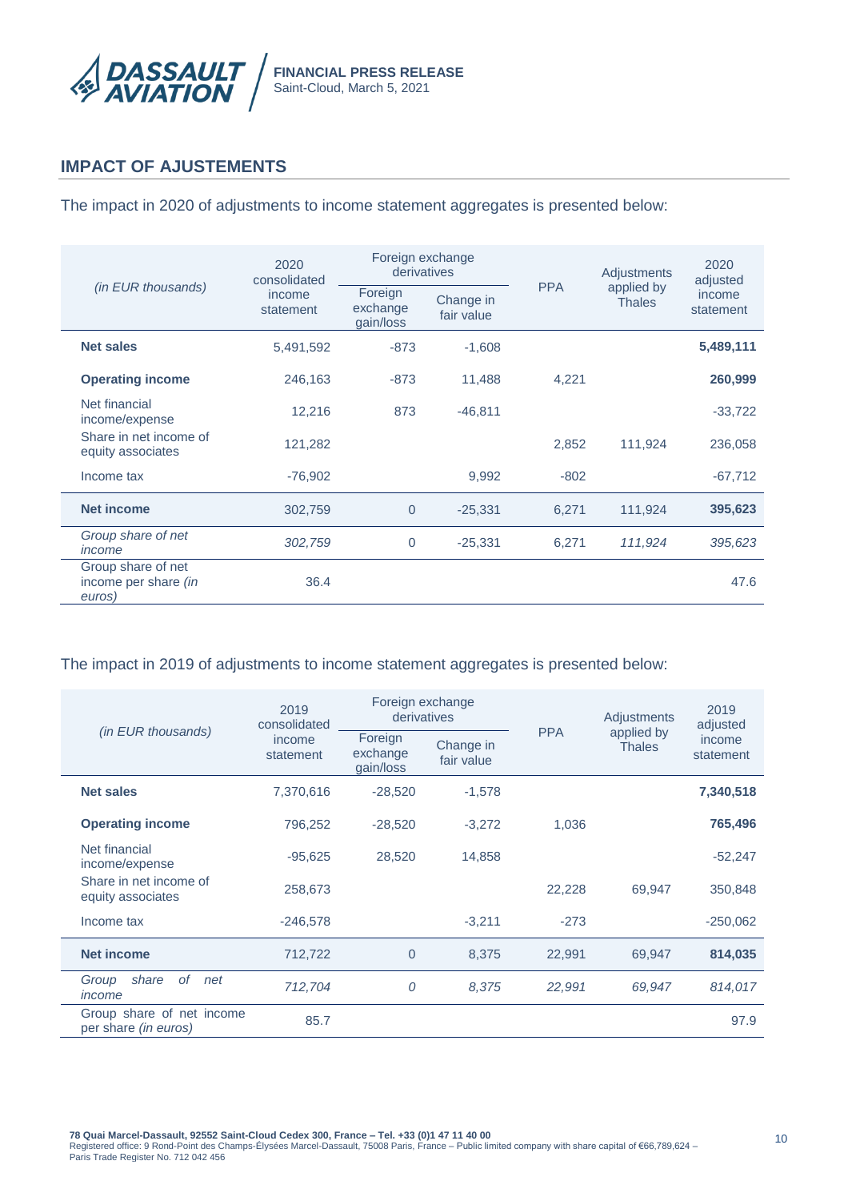## IMPACT OF AJUSTEMENTS

The impact in 2020 of adjustments to income statement aggregates is presented below:

| *(in EUR thousands)* | 2020 consolidated income statement | Foreign exchange derivatives | | PPA | Adjustments applied by Thales | 2020 adjusted income statement |
|---|---|---|---|---|---|---|
| | | Foreign exchange gain/loss | Change in fair value | | | |
| **Net sales** | 5,491,592 | -873 | -1,608 | | | **5,489,111** |
| **Operating income** | 246,163 | -873 | 11,488 | 4,221 | | **260,999** |
| Net financial income/expense | 12,216 | 873 | -46,811 | | | -33,722 |
| Share in net income of equity associates | 121,282 | | | 2,852 | 111,924 | 236,058 |
| Income tax | -76,902 | | 9,992 | -802 | | -67,712 |
| **Net income** | 302,759 | 0 | -25,331 | 6,271 | 111,924 | **395,623** |
| *Group share of net income* | *302,759* | 0 | -25,331 | 6,271 | *111,924* | *395,623* |
| Group share of net income per share *(in euros)* | 36.4 | | | | | 47.6 |

The impact in 2019 of adjustments to income statement aggregates is presented below:

| *(in EUR thousands)* | 2019 consolidated income statement | Foreign exchange derivatives | | PPA | Adjustments applied by Thales | 2019 adjusted income statement |
|---|---|---|---|---|---|---|
| | | Foreign exchange gain/loss | Change in fair value | | | |
| **Net sales** | 7,370,616 | -28,520 | -1,578 | | | **7,340,518** |
| **Operating income** | 796,252 | -28,520 | -3,272 | 1,036 | | **765,496** |
| Net financial income/expense | -95,625 | 28,520 | 14,858 | | | -52,247 |
| Share in net income of equity associates | 258,673 | | | 22,228 | 69,947 | 350,848 |
| Income tax | -246,578 | | -3,211 | -273 | | -250,062 |
| **Net income** | 712,722 | 0 | 8,375 | 22,991 | 69,947 | **814,035** |
| *Group share of net income* | *712,704* | *0* | *8,375* | *22,991* | *69,947* | *814,017* |
| Group share of net income per share *(in euros)* | 85.7 | | | | | 97.9 |